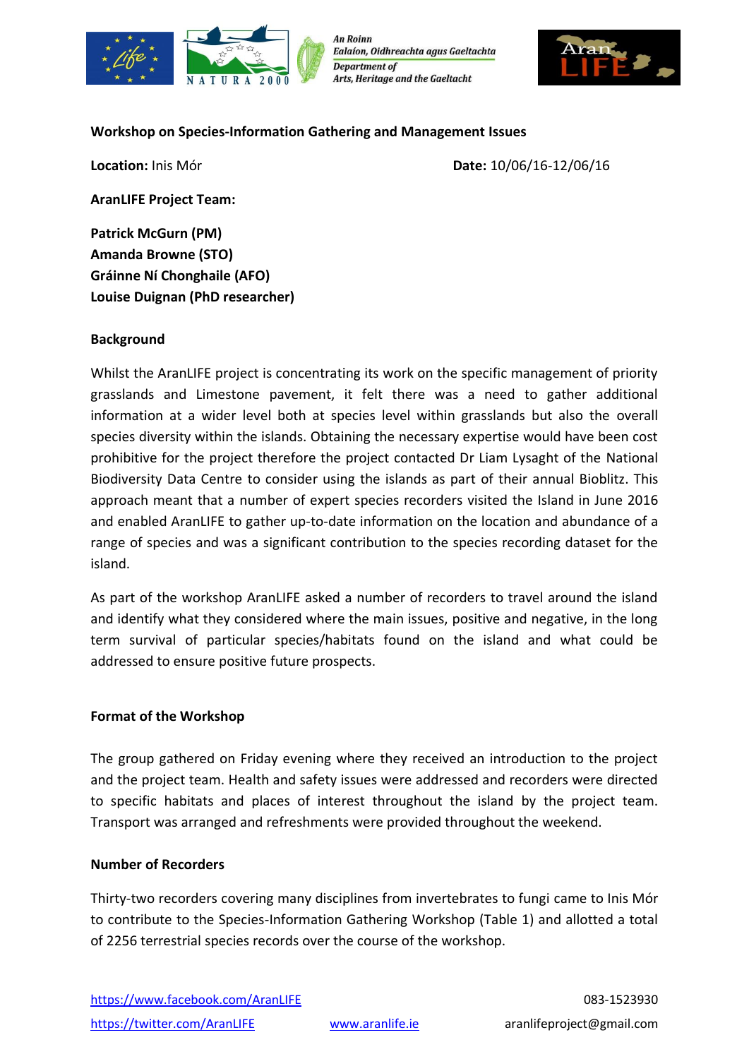An Roinn
Ealaíon, Oidhreachta agus Gaeltachta
Department of
Arts, Heritage and the Gaeltacht

**Workshop on Species-Information Gathering and Management Issues**

**Location:** Inis Mór **Date:** 10/06/16-12/06/16

**AranLIFE Project Team:**

**Patrick McGurn (PM)**
**Amanda Browne (STO)**
**Gráinne Ní Chonghaile (AFO)**
**Louise Duignan (PhD researcher)**

**Background**

Whilst the AranLIFE project is concentrating its work on the specific management of priority grasslands and Limestone pavement, it felt there was a need to gather additional information at a wider level both at species level within grasslands but also the overall species diversity within the islands. Obtaining the necessary expertise would have been cost prohibitive for the project therefore the project contacted Dr Liam Lysaght of the National Biodiversity Data Centre to consider using the islands as part of their annual Bioblitz. This approach meant that a number of expert species recorders visited the Island in June 2016 and enabled AranLIFE to gather up-to-date information on the location and abundance of a range of species and was a significant contribution to the species recording dataset for the island.

As part of the workshop AranLIFE asked a number of recorders to travel around the island and identify what they considered where the main issues, positive and negative, in the long term survival of particular species/habitats found on the island and what could be addressed to ensure positive future prospects.

**Format of the Workshop**

The group gathered on Friday evening where they received an introduction to the project and the project team. Health and safety issues were addressed and recorders were directed to specific habitats and places of interest throughout the island by the project team. Transport was arranged and refreshments were provided throughout the weekend.

**Number of Recorders**

Thirty-two recorders covering many disciplines from invertebrates to fungi came to Inis Mór to contribute to the Species-Information Gathering Workshop (Table 1) and allotted a total of 2256 terrestrial species records over the course of the workshop.

https://www.facebook.com/AranLIFE 083-1523930
https://twitter.com/AranLIFE www.aranlife.ie aranlifeproject@gmail.com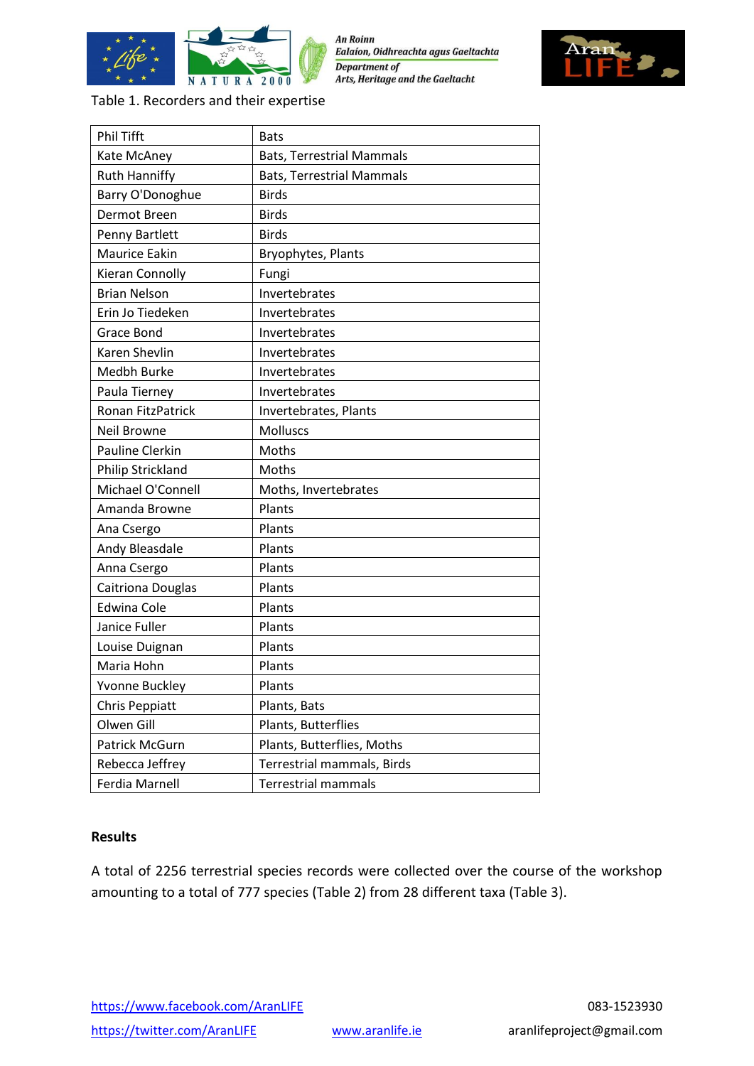Table 1. Recorders and their expertise

| | |
|---|---|
| Phil Tifft | Bats |
| Kate McAney | Bats, Terrestrial Mammals |
| Ruth Hanniffy | Bats, Terrestrial Mammals |
| Barry O'Donoghue | Birds |
| Dermot Breen | Birds |
| Penny Bartlett | Birds |
| Maurice Eakin | Bryophytes, Plants |
| Kieran Connolly | Fungi |
| Brian Nelson | Invertebrates |
| Erin Jo Tiedeken | Invertebrates |
| Grace Bond | Invertebrates |
| Karen Shevlin | Invertebrates |
| Medbh Burke | Invertebrates |
| Paula Tierney | Invertebrates |
| Ronan FitzPatrick | Invertebrates, Plants |
| Neil Browne | Molluscs |
| Pauline Clerkin | Moths |
| Philip Strickland | Moths |
| Michael O'Connell | Moths, Invertebrates |
| Amanda Browne | Plants |
| Ana Csergo | Plants |
| Andy Bleasdale | Plants |
| Anna Csergo | Plants |
| Caitriona Douglas | Plants |
| Edwina Cole | Plants |
| Janice Fuller | Plants |
| Louise Duignan | Plants |
| Maria Hohn | Plants |
| Yvonne Buckley | Plants |
| Chris Peppiatt | Plants, Bats |
| Olwen Gill | Plants, Butterflies |
| Patrick McGurn | Plants, Butterflies, Moths |
| Rebecca Jeffrey | Terrestrial mammals, Birds |
| Ferdia Marnell | Terrestrial mammals |

**Results**

A total of 2256 terrestrial species records were collected over the course of the workshop amounting to a total of 777 species (Table 2) from 28 different taxa (Table 3).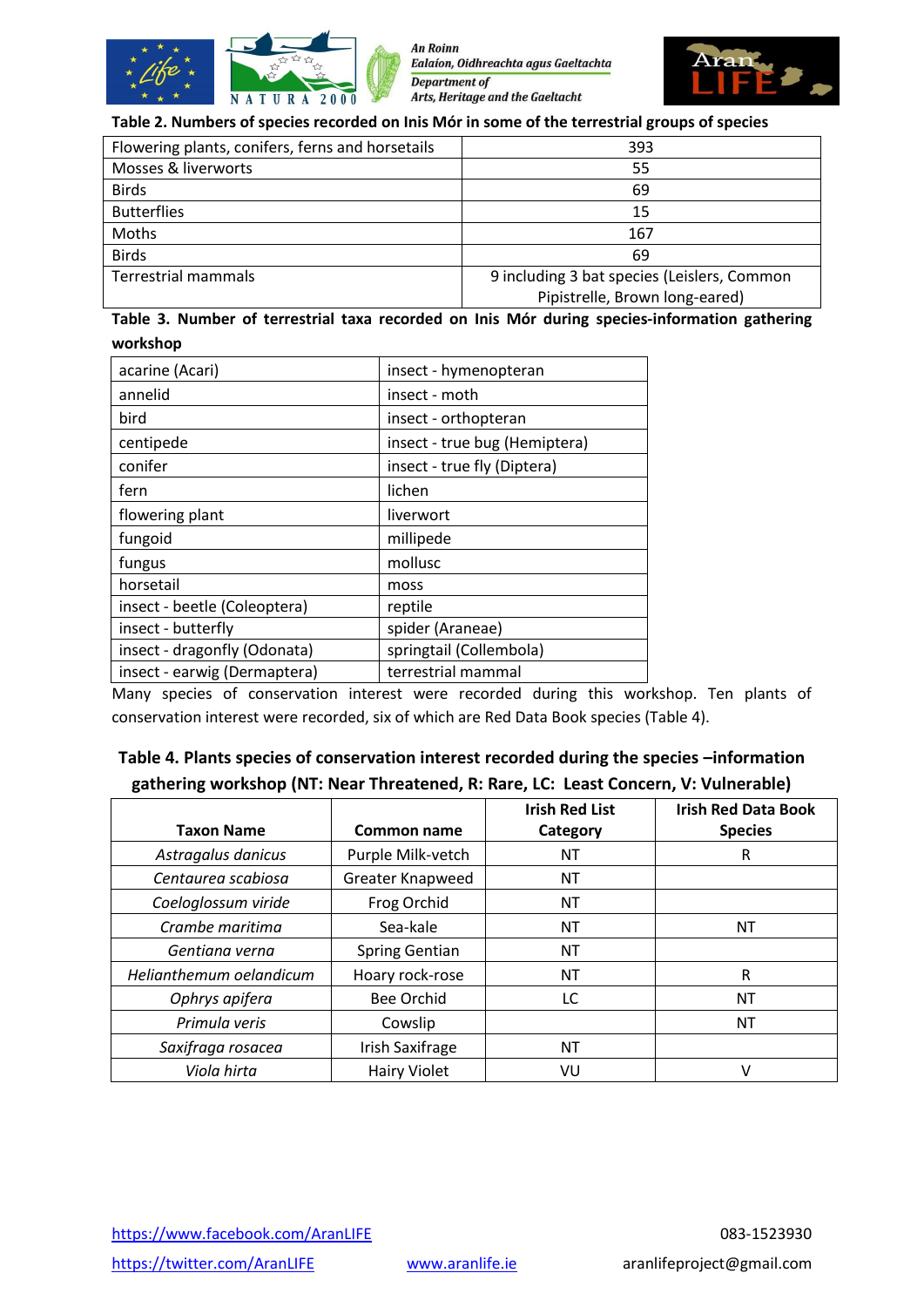**Table 2. Numbers of species recorded on Inis Mór in some of the terrestrial groups of species**

| | |
|---|---|
| Flowering plants, conifers, ferns and horsetails | 393 |
| Mosses & liverworts | 55 |
| Birds | 69 |
| Butterflies | 15 |
| Moths | 167 |
| Birds | 69 |
| Terrestrial mammals | 9 including 3 bat species (Leislers, Common Pipistrelle, Brown long-eared) |

**Table 3. Number of terrestrial taxa recorded on Inis Mór during species-information gathering workshop**

| | |
|---|---|
| acarine (Acari) | insect - hymenopteran |
| annelid | insect - moth |
| bird | insect - orthopteran |
| centipede | insect - true bug (Hemiptera) |
| conifer | insect - true fly (Diptera) |
| fern | lichen |
| flowering plant | liverwort |
| fungoid | millipede |
| fungus | mollusc |
| horsetail | moss |
| insect - beetle (Coleoptera) | reptile |
| insect - butterfly | spider (Araneae) |
| insect - dragonfly (Odonata) | springtail (Collembola) |
| insect - earwig (Dermaptera) | terrestrial mammal |

Many species of conservation interest were recorded during this workshop. Ten plants of conservation interest were recorded, six of which are Red Data Book species (Table 4).

**Table 4. Plants species of conservation interest recorded during the species –information gathering workshop (NT: Near Threatened, R: Rare, LC: Least Concern, V: Vulnerable)**

| Taxon Name | Common name | Irish Red List Category | Irish Red Data Book Species |
|---|---|---|---|
| *Astragalus danicus* | Purple Milk-vetch | NT | R |
| *Centaurea scabiosa* | Greater Knapweed | NT | |
| *Coeloglossum viride* | Frog Orchid | NT | |
| *Crambe maritima* | Sea-kale | NT | NT |
| *Gentiana verna* | Spring Gentian | NT | |
| *Helianthemum oelandicum* | Hoary rock-rose | NT | R |
| *Ophrys apifera* | Bee Orchid | LC | NT |
| *Primula veris* | Cowslip | | NT |
| *Saxifraga rosacea* | Irish Saxifrage | NT | |
| *Viola hirta* | Hairy Violet | VU | V |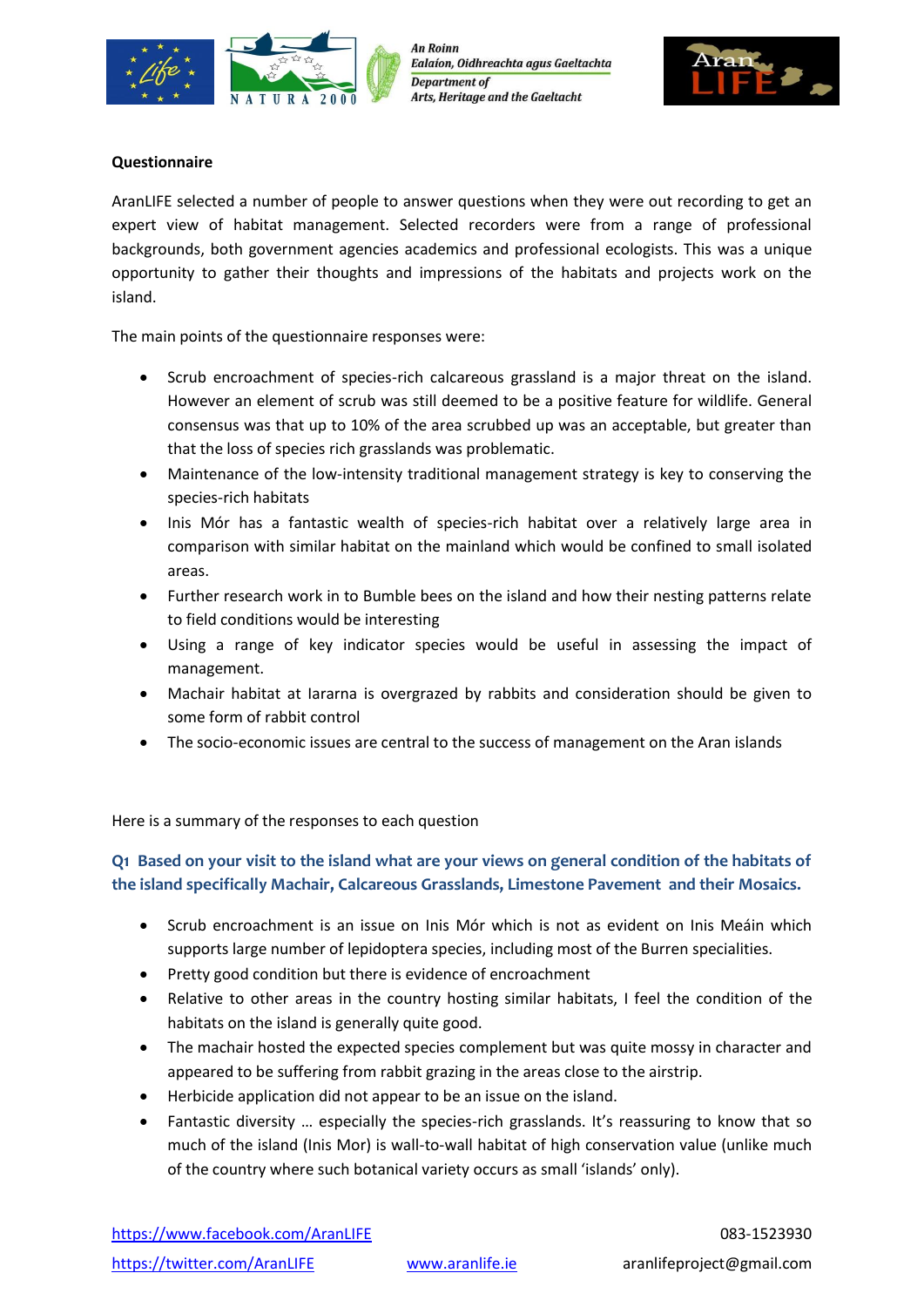**Questionnaire**

AranLIFE selected a number of people to answer questions when they were out recording to get an expert view of habitat management. Selected recorders were from a range of professional backgrounds, both government agencies academics and professional ecologists. This was a unique opportunity to gather their thoughts and impressions of the habitats and projects work on the island.

The main points of the questionnaire responses were:

- Scrub encroachment of species-rich calcareous grassland is a major threat on the island. However an element of scrub was still deemed to be a positive feature for wildlife. General consensus was that up to 10% of the area scrubbed up was an acceptable, but greater than that the loss of species rich grasslands was problematic.
- Maintenance of the low-intensity traditional management strategy is key to conserving the species-rich habitats
- Inis Mór has a fantastic wealth of species-rich habitat over a relatively large area in comparison with similar habitat on the mainland which would be confined to small isolated areas.
- Further research work in to Bumble bees on the island and how their nesting patterns relate to field conditions would be interesting
- Using a range of key indicator species would be useful in assessing the impact of management.
- Machair habitat at Iararna is overgrazed by rabbits and consideration should be given to some form of rabbit control
- The socio-economic issues are central to the success of management on the Aran islands

Here is a summary of the responses to each question

### Q1 Based on your visit to the island what are your views on general condition of the habitats of the island specifically Machair, Calcareous Grasslands, Limestone Pavement and their Mosaics.

- Scrub encroachment is an issue on Inis Mór which is not as evident on Inis Meáin which supports large number of lepidoptera species, including most of the Burren specialities.
- Pretty good condition but there is evidence of encroachment
- Relative to other areas in the country hosting similar habitats, I feel the condition of the habitats on the island is generally quite good.
- The machair hosted the expected species complement but was quite mossy in character and appeared to be suffering from rabbit grazing in the areas close to the airstrip.
- Herbicide application did not appear to be an issue on the island.
- Fantastic diversity … especially the species-rich grasslands. It's reassuring to know that so much of the island (Inis Mor) is wall-to-wall habitat of high conservation value (unlike much of the country where such botanical variety occurs as small 'islands' only).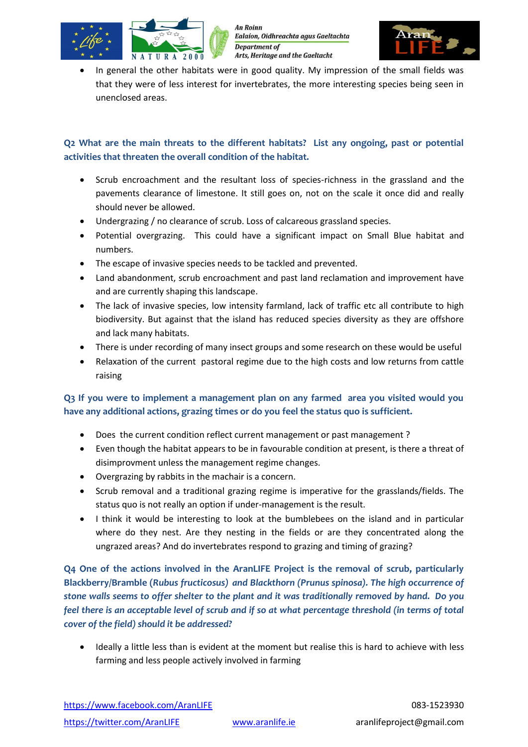- In general the other habitats were in good quality. My impression of the small fields was that they were of less interest for invertebrates, the more interesting species being seen in unenclosed areas.

**Q2 What are the main threats to the different habitats? List any ongoing, past or potential activities that threaten the overall condition of the habitat.**

- Scrub encroachment and the resultant loss of species-richness in the grassland and the pavements clearance of limestone. It still goes on, not on the scale it once did and really should never be allowed.
- Undergrazing / no clearance of scrub. Loss of calcareous grassland species.
- Potential overgrazing. This could have a significant impact on Small Blue habitat and numbers.
- The escape of invasive species needs to be tackled and prevented.
- Land abandonment, scrub encroachment and past land reclamation and improvement have and are currently shaping this landscape.
- The lack of invasive species, low intensity farmland, lack of traffic etc all contribute to high biodiversity. But against that the island has reduced species diversity as they are offshore and lack many habitats.
- There is under recording of many insect groups and some research on these would be useful
- Relaxation of the current pastoral regime due to the high costs and low returns from cattle raising

**Q3 If you were to implement a management plan on any farmed area you visited would you have any additional actions, grazing times or do you feel the status quo is sufficient.**

- Does the current condition reflect current management or past management ?
- Even though the habitat appears to be in favourable condition at present, is there a threat of disimprovment unless the management regime changes.
- Overgrazing by rabbits in the machair is a concern.
- Scrub removal and a traditional grazing regime is imperative for the grasslands/fields. The status quo is not really an option if under-management is the result.
- I think it would be interesting to look at the bumblebees on the island and in particular where do they nest. Are they nesting in the fields or are they concentrated along the ungrazed areas? And do invertebrates respond to grazing and timing of grazing?

**Q4 One of the actions involved in the AranLIFE Project is the removal of scrub, particularly Blackberry/Bramble (*Rubus fructicosus*) *and Blackthorn (Prunus spinosa). The high occurrence of stone walls seems to offer shelter to the plant and it was traditionally removed by hand. Do you feel there is an acceptable level of scrub and if so at what percentage threshold (in terms of total cover of the field) should it be addressed?***

- Ideally a little less than is evident at the moment but realise this is hard to achieve with less farming and less people actively involved in farming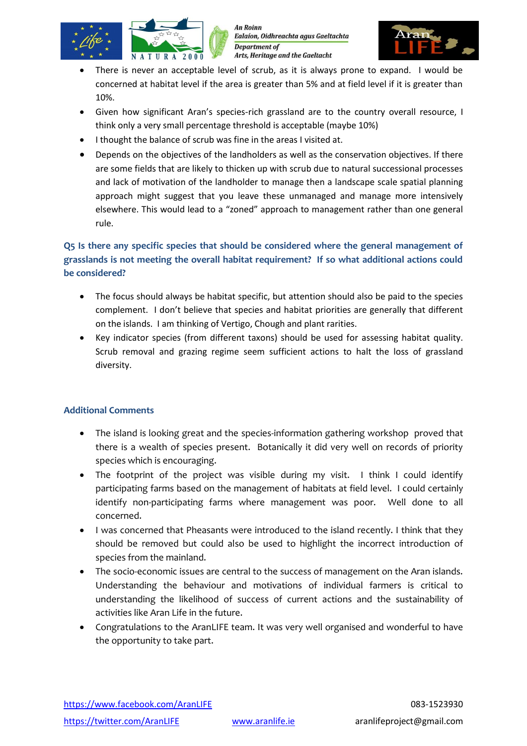- There is never an acceptable level of scrub, as it is always prone to expand. I would be concerned at habitat level if the area is greater than 5% and at field level if it is greater than 10%.
- Given how significant Aran's species-rich grassland are to the country overall resource, I think only a very small percentage threshold is acceptable (maybe 10%)
- I thought the balance of scrub was fine in the areas I visited at.
- Depends on the objectives of the landholders as well as the conservation objectives. If there are some fields that are likely to thicken up with scrub due to natural successional processes and lack of motivation of the landholder to manage then a landscape scale spatial planning approach might suggest that you leave these unmanaged and manage more intensively elsewhere. This would lead to a "zoned" approach to management rather than one general rule.

### Q5 Is there any specific species that should be considered where the general management of grasslands is not meeting the overall habitat requirement? If so what additional actions could be considered?

- The focus should always be habitat specific, but attention should also be paid to the species complement. I don't believe that species and habitat priorities are generally that different on the islands. I am thinking of Vertigo, Chough and plant rarities.
- Key indicator species (from different taxons) should be used for assessing habitat quality. Scrub removal and grazing regime seem sufficient actions to halt the loss of grassland diversity.

### Additional Comments

- The island is looking great and the species-information gathering workshop proved that there is a wealth of species present. Botanically it did very well on records of priority species which is encouraging.
- The footprint of the project was visible during my visit. I think I could identify participating farms based on the management of habitats at field level. I could certainly identify non-participating farms where management was poor. Well done to all concerned.
- I was concerned that Pheasants were introduced to the island recently. I think that they should be removed but could also be used to highlight the incorrect introduction of species from the mainland.
- The socio-economic issues are central to the success of management on the Aran islands. Understanding the behaviour and motivations of individual farmers is critical to understanding the likelihood of success of current actions and the sustainability of activities like Aran Life in the future.
- Congratulations to the AranLIFE team. It was very well organised and wonderful to have the opportunity to take part.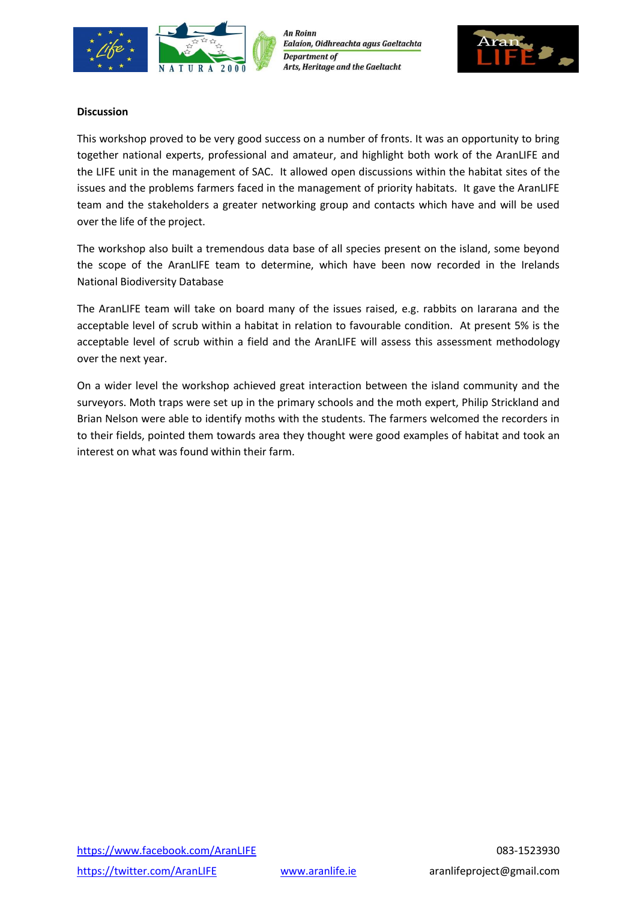**Discussion**

This workshop proved to be very good success on a number of fronts. It was an opportunity to bring together national experts, professional and amateur, and highlight both work of the AranLIFE and the LIFE unit in the management of SAC. It allowed open discussions within the habitat sites of the issues and the problems farmers faced in the management of priority habitats. It gave the AranLIFE team and the stakeholders a greater networking group and contacts which have and will be used over the life of the project.

The workshop also built a tremendous data base of all species present on the island, some beyond the scope of the AranLIFE team to determine, which have been now recorded in the Irelands National Biodiversity Database

The AranLIFE team will take on board many of the issues raised, e.g. rabbits on Iararana and the acceptable level of scrub within a habitat in relation to favourable condition. At present 5% is the acceptable level of scrub within a field and the AranLIFE will assess this assessment methodology over the next year.

On a wider level the workshop achieved great interaction between the island community and the surveyors. Moth traps were set up in the primary schools and the moth expert, Philip Strickland and Brian Nelson were able to identify moths with the students. The farmers welcomed the recorders in to their fields, pointed them towards area they thought were good examples of habitat and took an interest on what was found within their farm.